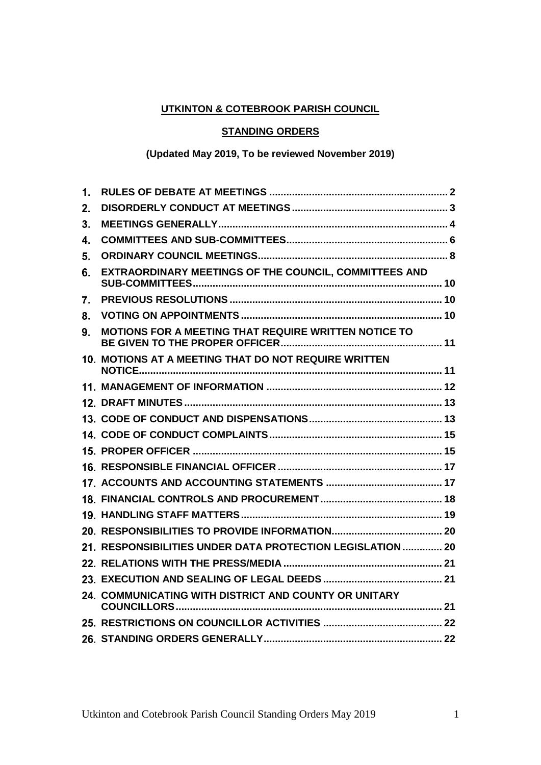**UTKINTON & COTEBROOK PARISH COUNCIL**

**STANDING ORDERS**

**(Updated May 2019, To be reviewed November 2019)**

| | | |
|---|---|---|
| 1. | RULES OF DEBATE AT MEETINGS | 2 |
| 2. | DISORDERLY CONDUCT AT MEETINGS | 3 |
| 3. | MEETINGS GENERALLY | 4 |
| 4. | COMMITTEES AND SUB-COMMITTEES | 6 |
| 5. | ORDINARY COUNCIL MEETINGS | 8 |
| 6. | EXTRAORDINARY MEETINGS OF THE COUNCIL, COMMITTEES AND SUB-COMMITTEES | 10 |
| 7. | PREVIOUS RESOLUTIONS | 10 |
| 8. | VOTING ON APPOINTMENTS | 10 |
| 9. | MOTIONS FOR A MEETING THAT REQUIRE WRITTEN NOTICE TO BE GIVEN TO THE PROPER OFFICER | 11 |
| 10. | MOTIONS AT A MEETING THAT DO NOT REQUIRE WRITTEN NOTICE | 11 |
| 11. | MANAGEMENT OF INFORMATION | 12 |
| 12. | DRAFT MINUTES | 13 |
| 13. | CODE OF CONDUCT AND DISPENSATIONS | 13 |
| 14. | CODE OF CONDUCT COMPLAINTS | 15 |
| 15. | PROPER OFFICER | 15 |
| 16. | RESPONSIBLE FINANCIAL OFFICER | 17 |
| 17. | ACCOUNTS AND ACCOUNTING STATEMENTS | 17 |
| 18. | FINANCIAL CONTROLS AND PROCUREMENT | 18 |
| 19. | HANDLING STAFF MATTERS | 19 |
| 20. | RESPONSIBILITIES TO PROVIDE INFORMATION | 20 |
| 21. | RESPONSIBILITIES UNDER DATA PROTECTION LEGISLATION | 20 |
| 22. | RELATIONS WITH THE PRESS/MEDIA | 21 |
| 23. | EXECUTION AND SEALING OF LEGAL DEEDS | 21 |
| 24. | COMMUNICATING WITH DISTRICT AND COUNTY OR UNITARY COUNCILLORS | 21 |
| 25. | RESTRICTIONS ON COUNCILLOR ACTIVITIES | 22 |
| 26. | STANDING ORDERS GENERALLY | 22 |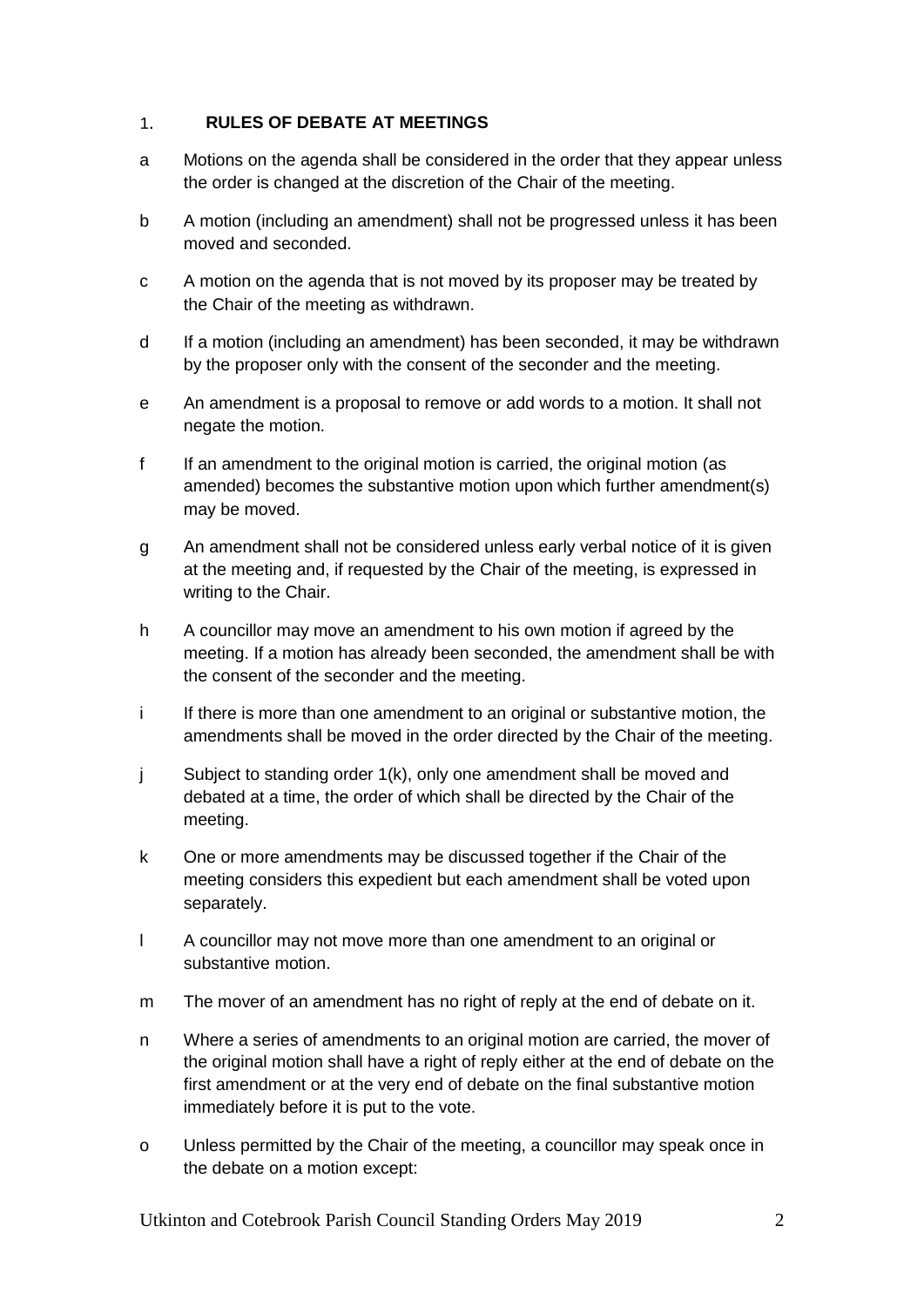## 1. RULES OF DEBATE AT MEETINGS

a Motions on the agenda shall be considered in the order that they appear unless the order is changed at the discretion of the Chair of the meeting.

b A motion (including an amendment) shall not be progressed unless it has been moved and seconded.

c A motion on the agenda that is not moved by its proposer may be treated by the Chair of the meeting as withdrawn.

d If a motion (including an amendment) has been seconded, it may be withdrawn by the proposer only with the consent of the seconder and the meeting.

e An amendment is a proposal to remove or add words to a motion. It shall not negate the motion.

f If an amendment to the original motion is carried, the original motion (as amended) becomes the substantive motion upon which further amendment(s) may be moved.

g An amendment shall not be considered unless early verbal notice of it is given at the meeting and, if requested by the Chair of the meeting, is expressed in writing to the Chair.

h A councillor may move an amendment to his own motion if agreed by the meeting. If a motion has already been seconded, the amendment shall be with the consent of the seconder and the meeting.

i If there is more than one amendment to an original or substantive motion, the amendments shall be moved in the order directed by the Chair of the meeting.

j Subject to standing order 1(k), only one amendment shall be moved and debated at a time, the order of which shall be directed by the Chair of the meeting.

k One or more amendments may be discussed together if the Chair of the meeting considers this expedient but each amendment shall be voted upon separately.

l A councillor may not move more than one amendment to an original or substantive motion.

m The mover of an amendment has no right of reply at the end of debate on it.

n Where a series of amendments to an original motion are carried, the mover of the original motion shall have a right of reply either at the end of debate on the first amendment or at the very end of debate on the final substantive motion immediately before it is put to the vote.

o Unless permitted by the Chair of the meeting, a councillor may speak once in the debate on a motion except: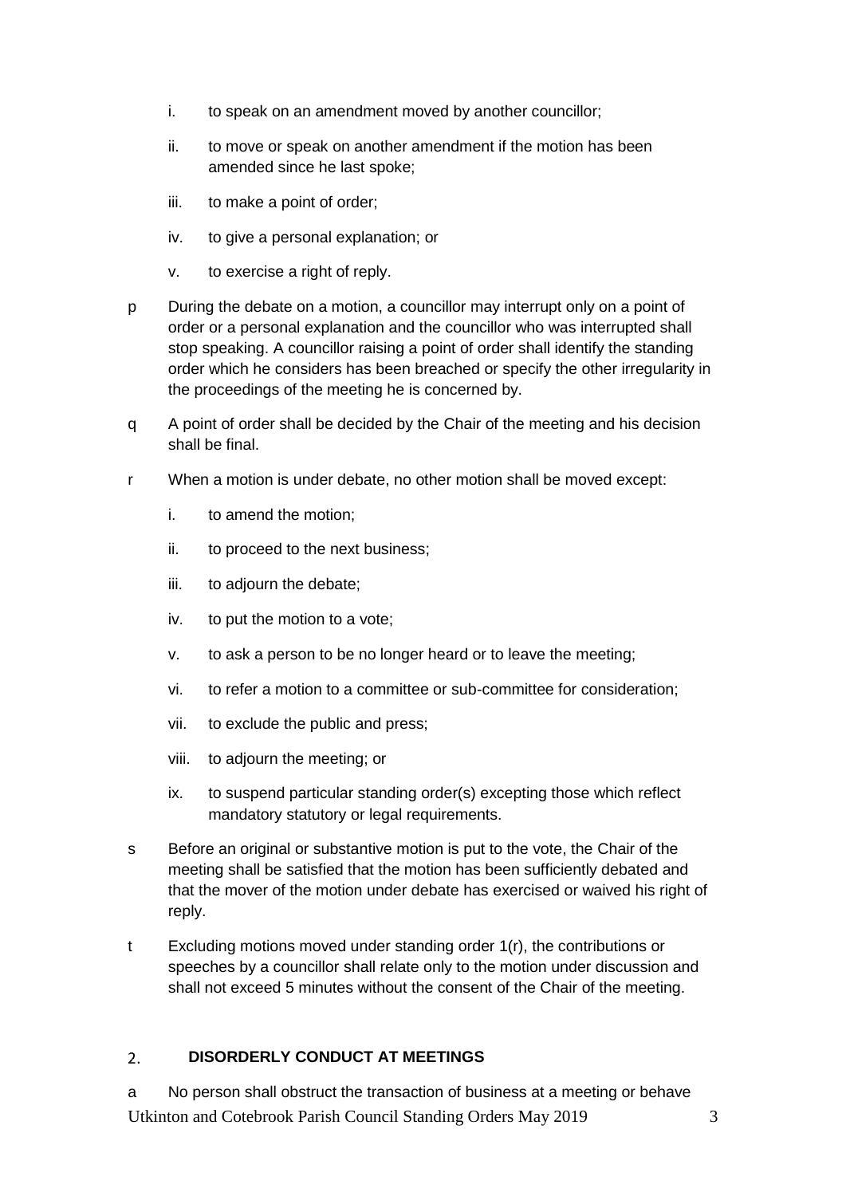- i. to speak on an amendment moved by another councillor;
- ii. to move or speak on another amendment if the motion has been amended since he last spoke;
- iii. to make a point of order;
- iv. to give a personal explanation; or
- v. to exercise a right of reply.

p During the debate on a motion, a councillor may interrupt only on a point of order or a personal explanation and the councillor who was interrupted shall stop speaking. A councillor raising a point of order shall identify the standing order which he considers has been breached or specify the other irregularity in the proceedings of the meeting he is concerned by.

q A point of order shall be decided by the Chair of the meeting and his decision shall be final.

r When a motion is under debate, no other motion shall be moved except:

- i. to amend the motion;
- ii. to proceed to the next business;
- iii. to adjourn the debate;
- iv. to put the motion to a vote;
- v. to ask a person to be no longer heard or to leave the meeting;
- vi. to refer a motion to a committee or sub-committee for consideration;
- vii. to exclude the public and press;
- viii. to adjourn the meeting; or
- ix. to suspend particular standing order(s) excepting those which reflect mandatory statutory or legal requirements.

s Before an original or substantive motion is put to the vote, the Chair of the meeting shall be satisfied that the motion has been sufficiently debated and that the mover of the motion under debate has exercised or waived his right of reply.

t Excluding motions moved under standing order 1(r), the contributions or speeches by a councillor shall relate only to the motion under discussion and shall not exceed 5 minutes without the consent of the Chair of the meeting.

## 2. DISORDERLY CONDUCT AT MEETINGS

a No person shall obstruct the transaction of business at a meeting or behave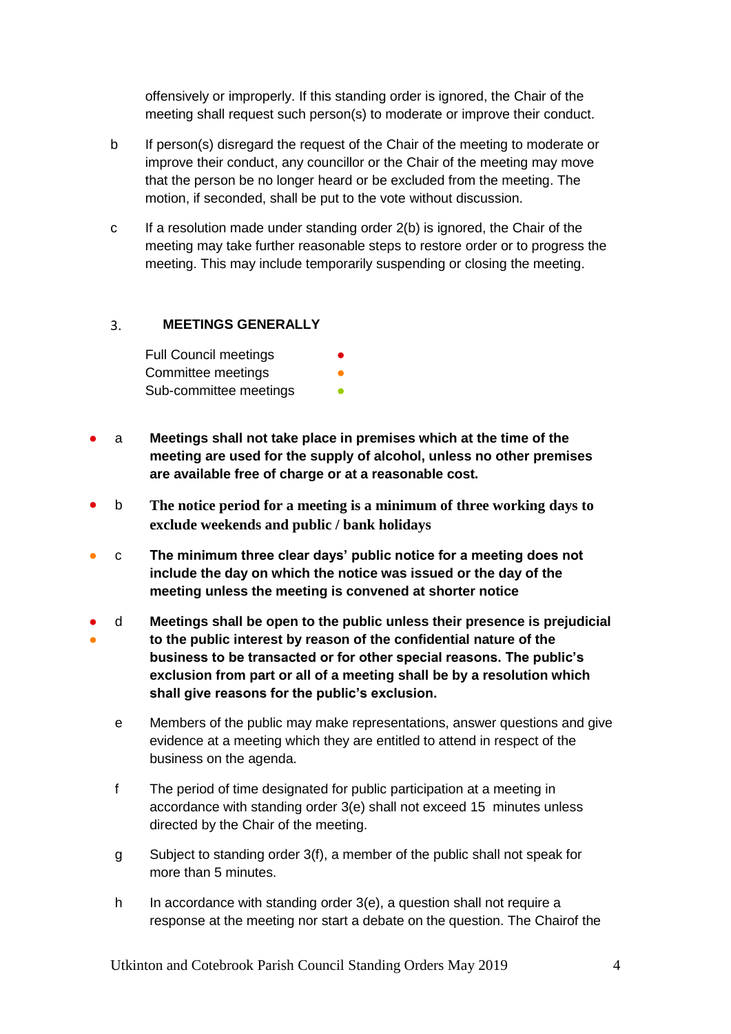offensively or improperly. If this standing order is ignored, the Chair of the meeting shall request such person(s) to moderate or improve their conduct.

b If person(s) disregard the request of the Chair of the meeting to moderate or improve their conduct, any councillor or the Chair of the meeting may move that the person be no longer heard or be excluded from the meeting. The motion, if seconded, shall be put to the vote without discussion.

c If a resolution made under standing order 2(b) is ignored, the Chair of the meeting may take further reasonable steps to restore order or to progress the meeting. This may include temporarily suspending or closing the meeting.

## 3. MEETINGS GENERALLY

Full Council meetings ●
Committee meetings ●
Sub-committee meetings ●

● a **Meetings shall not take place in premises which at the time of the meeting are used for the supply of alcohol, unless no other premises are available free of charge or at a reasonable cost.**

● b **The notice period for a meeting is a minimum of three working days to exclude weekends and public / bank holidays**

● c **The minimum three clear days' public notice for a meeting does not include the day on which the notice was issued or the day of the meeting unless the meeting is convened at shorter notice**

●● d **Meetings shall be open to the public unless their presence is prejudicial to the public interest by reason of the confidential nature of the business to be transacted or for other special reasons. The public's exclusion from part or all of a meeting shall be by a resolution which shall give reasons for the public's exclusion.**

e Members of the public may make representations, answer questions and give evidence at a meeting which they are entitled to attend in respect of the business on the agenda.

f The period of time designated for public participation at a meeting in accordance with standing order 3(e) shall not exceed 15 minutes unless directed by the Chair of the meeting.

g Subject to standing order 3(f), a member of the public shall not speak for more than 5 minutes.

h In accordance with standing order 3(e), a question shall not require a response at the meeting nor start a debate on the question. The Chairof the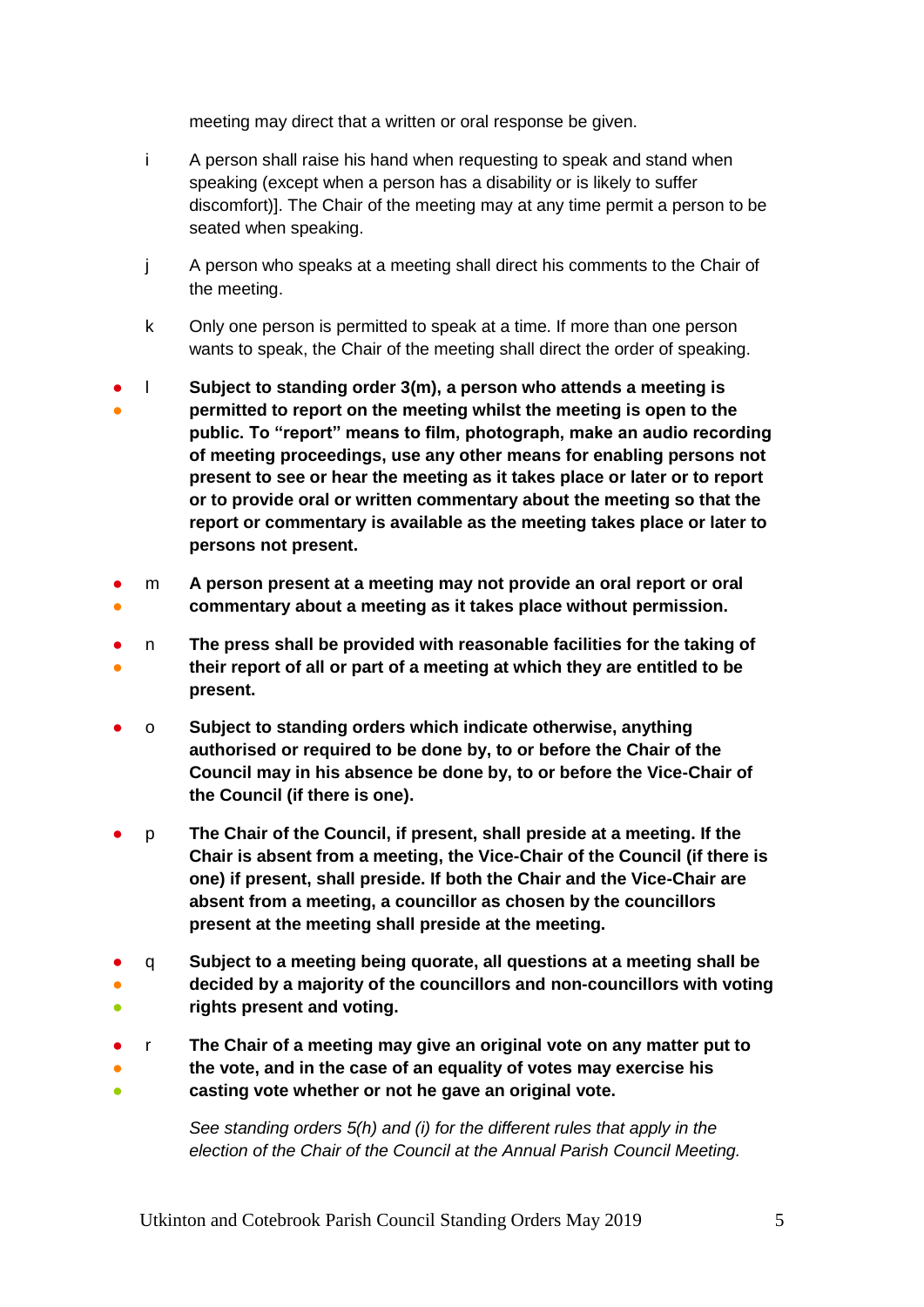meeting may direct that a written or oral response be given.

i A person shall raise his hand when requesting to speak and stand when speaking (except when a person has a disability or is likely to suffer discomfort)]. The Chair of the meeting may at any time permit a person to be seated when speaking.

j A person who speaks at a meeting shall direct his comments to the Chair of the meeting.

k Only one person is permitted to speak at a time. If more than one person wants to speak, the Chair of the meeting shall direct the order of speaking.

● ● l **Subject to standing order 3(m), a person who attends a meeting is permitted to report on the meeting whilst the meeting is open to the public. To "report" means to film, photograph, make an audio recording of meeting proceedings, use any other means for enabling persons not present to see or hear the meeting as it takes place or later or to report or to provide oral or written commentary about the meeting so that the report or commentary is available as the meeting takes place or later to persons not present.**

● ● m **A person present at a meeting may not provide an oral report or oral commentary about a meeting as it takes place without permission.**

● ● n **The press shall be provided with reasonable facilities for the taking of their report of all or part of a meeting at which they are entitled to be present.**

● o **Subject to standing orders which indicate otherwise, anything authorised or required to be done by, to or before the Chair of the Council may in his absence be done by, to or before the Vice-Chair of the Council (if there is one).**

● p **The Chair of the Council, if present, shall preside at a meeting. If the Chair is absent from a meeting, the Vice-Chair of the Council (if there is one) if present, shall preside. If both the Chair and the Vice-Chair are absent from a meeting, a councillor as chosen by the councillors present at the meeting shall preside at the meeting.**

● ● ● q **Subject to a meeting being quorate, all questions at a meeting shall be decided by a majority of the councillors and non-councillors with voting rights present and voting.**

● ● ● r **The Chair of a meeting may give an original vote on any matter put to the vote, and in the case of an equality of votes may exercise his casting vote whether or not he gave an original vote.**

*See standing orders 5(h) and (i) for the different rules that apply in the election of the Chair of the Council at the Annual Parish Council Meeting.*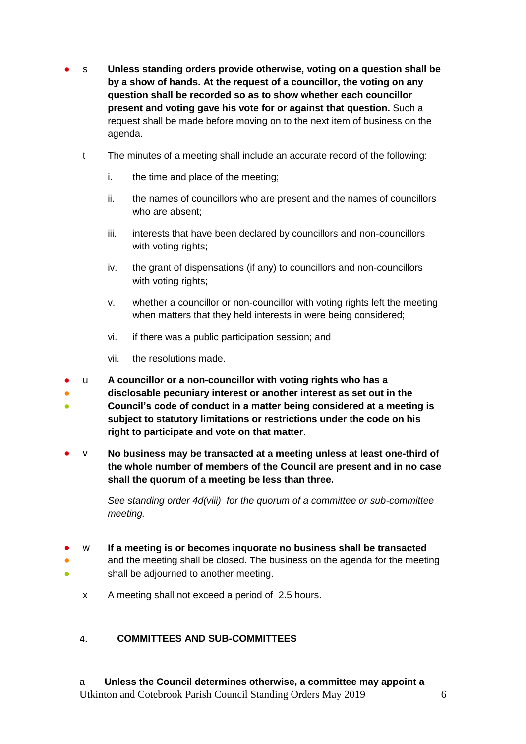- s **Unless standing orders provide otherwise, voting on a question shall be by a show of hands. At the request of a councillor, the voting on any question shall be recorded so as to show whether each councillor present and voting gave his vote for or against that question.** Such a request shall be made before moving on to the next item of business on the agenda.

t The minutes of a meeting shall include an accurate record of the following:

i. the time and place of the meeting;

ii. the names of councillors who are present and the names of councillors who are absent;

iii. interests that have been declared by councillors and non-councillors with voting rights;

iv. the grant of dispensations (if any) to councillors and non-councillors with voting rights;

v. whether a councillor or non-councillor with voting rights left the meeting when matters that they held interests in were being considered;

vi. if there was a public participation session; and

vii. the resolutions made.

- u **A councillor or a non-councillor with voting rights who has a disclosable pecuniary interest or another interest as set out in the Council's code of conduct in a matter being considered at a meeting is subject to statutory limitations or restrictions under the code on his right to participate and vote on that matter.**

- v **No business may be transacted at a meeting unless at least one-third of the whole number of members of the Council are present and in no case shall the quorum of a meeting be less than three.**

  *See standing order 4d(viii) for the quorum of a committee or sub-committee meeting.*

- w **If a meeting is or becomes inquorate no business shall be transacted** and the meeting shall be closed. The business on the agenda for the meeting shall be adjourned to another meeting.

x A meeting shall not exceed a period of 2.5 hours.

## 4. COMMITTEES AND SUB-COMMITTEES

a **Unless the Council determines otherwise, a committee may appoint a**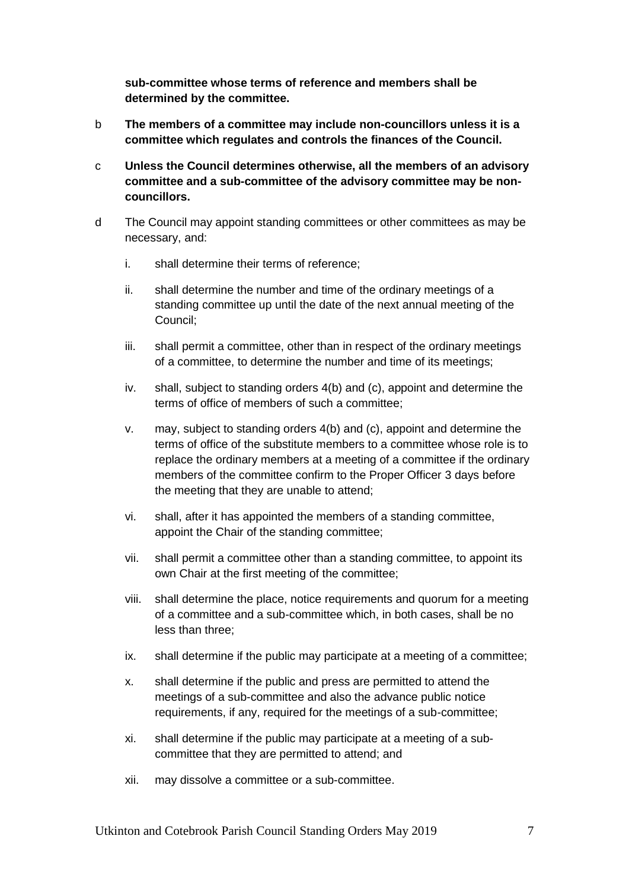**sub-committee whose terms of reference and members shall be determined by the committee.**

b **The members of a committee may include non-councillors unless it is a committee which regulates and controls the finances of the Council.**

c **Unless the Council determines otherwise, all the members of an advisory committee and a sub-committee of the advisory committee may be non-councillors.**

d The Council may appoint standing committees or other committees as may be necessary, and:

   i. shall determine their terms of reference;

   ii. shall determine the number and time of the ordinary meetings of a standing committee up until the date of the next annual meeting of the Council;

   iii. shall permit a committee, other than in respect of the ordinary meetings of a committee, to determine the number and time of its meetings;

   iv. shall, subject to standing orders 4(b) and (c), appoint and determine the terms of office of members of such a committee;

   v. may, subject to standing orders 4(b) and (c), appoint and determine the terms of office of the substitute members to a committee whose role is to replace the ordinary members at a meeting of a committee if the ordinary members of the committee confirm to the Proper Officer 3 days before the meeting that they are unable to attend;

   vi. shall, after it has appointed the members of a standing committee, appoint the Chair of the standing committee;

   vii. shall permit a committee other than a standing committee, to appoint its own Chair at the first meeting of the committee;

   viii. shall determine the place, notice requirements and quorum for a meeting of a committee and a sub-committee which, in both cases, shall be no less than three;

   ix. shall determine if the public may participate at a meeting of a committee;

   x. shall determine if the public and press are permitted to attend the meetings of a sub-committee and also the advance public notice requirements, if any, required for the meetings of a sub-committee;

   xi. shall determine if the public may participate at a meeting of a sub-committee that they are permitted to attend; and

   xii. may dissolve a committee or a sub-committee.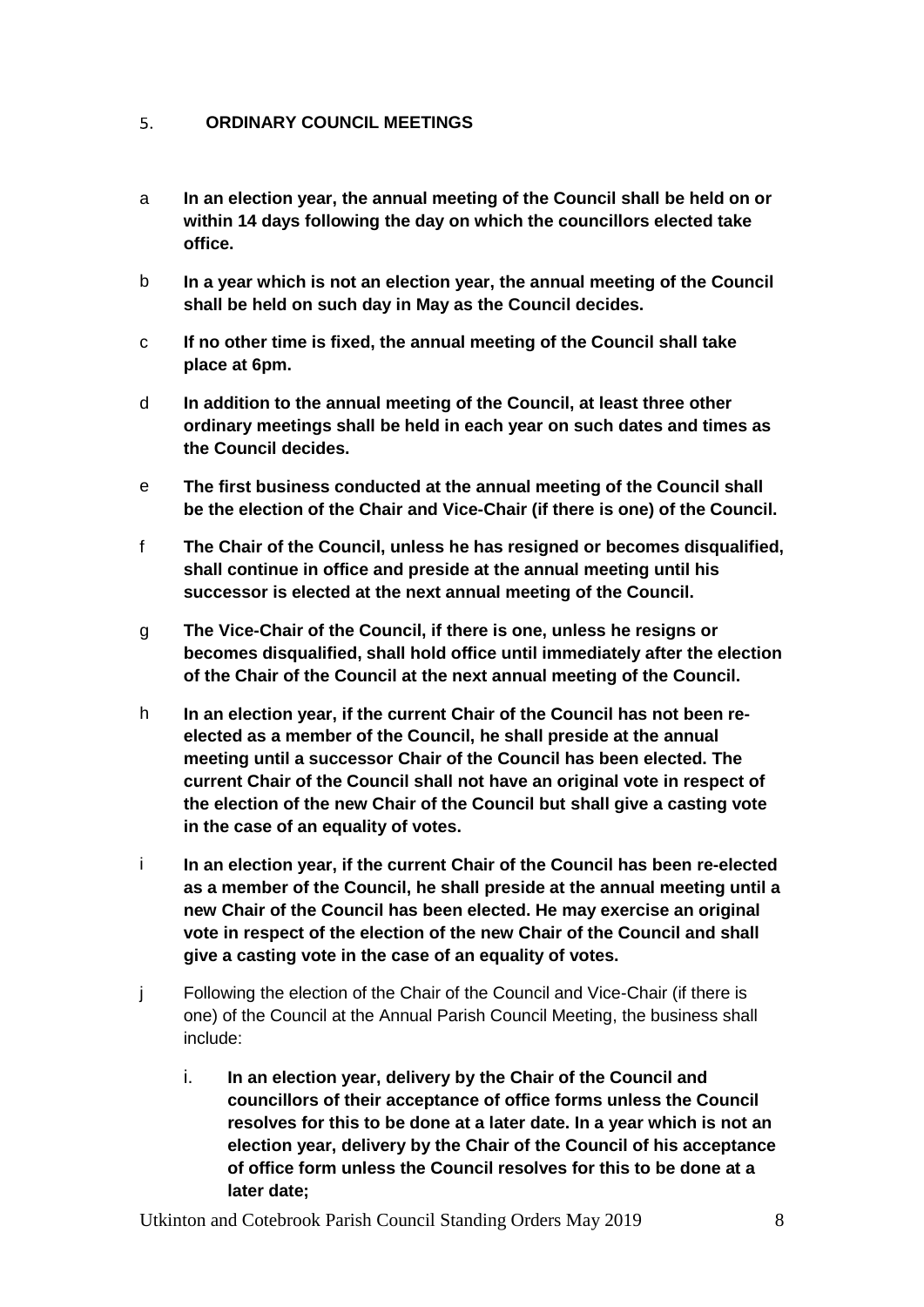## 5. **ORDINARY COUNCIL MEETINGS**

a **In an election year, the annual meeting of the Council shall be held on or within 14 days following the day on which the councillors elected take office.**

b **In a year which is not an election year, the annual meeting of the Council shall be held on such day in May as the Council decides.**

c **If no other time is fixed, the annual meeting of the Council shall take place at 6pm.**

d **In addition to the annual meeting of the Council, at least three other ordinary meetings shall be held in each year on such dates and times as the Council decides.**

e **The first business conducted at the annual meeting of the Council shall be the election of the Chair and Vice-Chair (if there is one) of the Council.**

f **The Chair of the Council, unless he has resigned or becomes disqualified, shall continue in office and preside at the annual meeting until his successor is elected at the next annual meeting of the Council.**

g **The Vice-Chair of the Council, if there is one, unless he resigns or becomes disqualified, shall hold office until immediately after the election of the Chair of the Council at the next annual meeting of the Council.**

h **In an election year, if the current Chair of the Council has not been re-elected as a member of the Council, he shall preside at the annual meeting until a successor Chair of the Council has been elected. The current Chair of the Council shall not have an original vote in respect of the election of the new Chair of the Council but shall give a casting vote in the case of an equality of votes.**

i **In an election year, if the current Chair of the Council has been re-elected as a member of the Council, he shall preside at the annual meeting until a new Chair of the Council has been elected. He may exercise an original vote in respect of the election of the new Chair of the Council and shall give a casting vote in the case of an equality of votes.**

j Following the election of the Chair of the Council and Vice-Chair (if there is one) of the Council at the Annual Parish Council Meeting, the business shall include:

  i. **In an election year, delivery by the Chair of the Council and councillors of their acceptance of office forms unless the Council resolves for this to be done at a later date. In a year which is not an election year, delivery by the Chair of the Council of his acceptance of office form unless the Council resolves for this to be done at a later date;**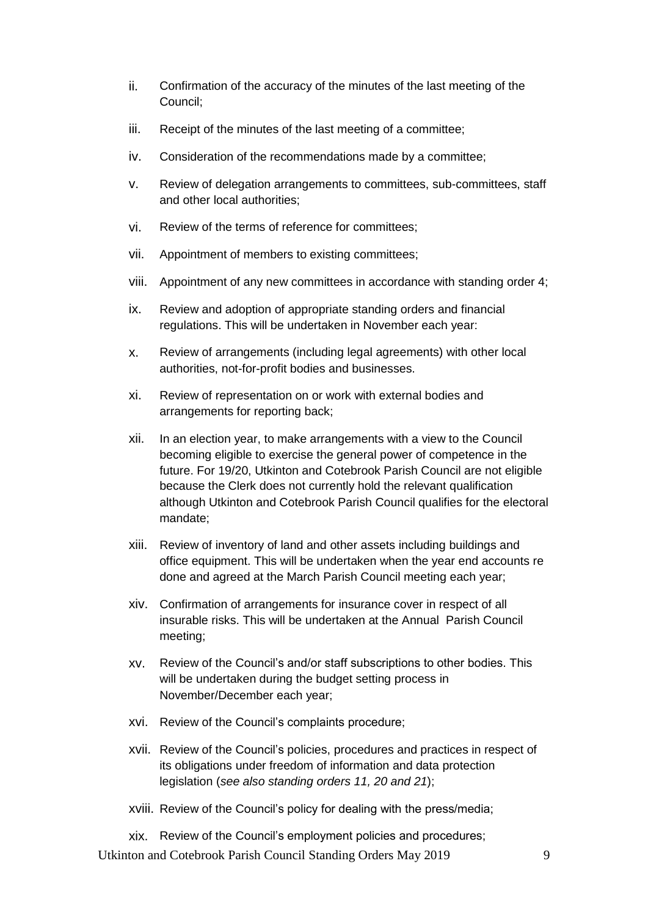ii. Confirmation of the accuracy of the minutes of the last meeting of the Council;

iii. Receipt of the minutes of the last meeting of a committee;

iv. Consideration of the recommendations made by a committee;

v. Review of delegation arrangements to committees, sub-committees, staff and other local authorities;

vi. Review of the terms of reference for committees;

vii. Appointment of members to existing committees;

viii. Appointment of any new committees in accordance with standing order 4;

ix. Review and adoption of appropriate standing orders and financial regulations. This will be undertaken in November each year:

x. Review of arrangements (including legal agreements) with other local authorities, not-for-profit bodies and businesses.

xi. Review of representation on or work with external bodies and arrangements for reporting back;

xii. In an election year, to make arrangements with a view to the Council becoming eligible to exercise the general power of competence in the future. For 19/20, Utkinton and Cotebrook Parish Council are not eligible because the Clerk does not currently hold the relevant qualification although Utkinton and Cotebrook Parish Council qualifies for the electoral mandate;

xiii. Review of inventory of land and other assets including buildings and office equipment. This will be undertaken when the year end accounts re done and agreed at the March Parish Council meeting each year;

xiv. Confirmation of arrangements for insurance cover in respect of all insurable risks. This will be undertaken at the Annual Parish Council meeting;

xv. Review of the Council's and/or staff subscriptions to other bodies. This will be undertaken during the budget setting process in November/December each year;

xvi. Review of the Council's complaints procedure;

xvii. Review of the Council's policies, procedures and practices in respect of its obligations under freedom of information and data protection legislation (*see also standing orders 11, 20 and 21*);

xviii. Review of the Council's policy for dealing with the press/media;

xix. Review of the Council's employment policies and procedures;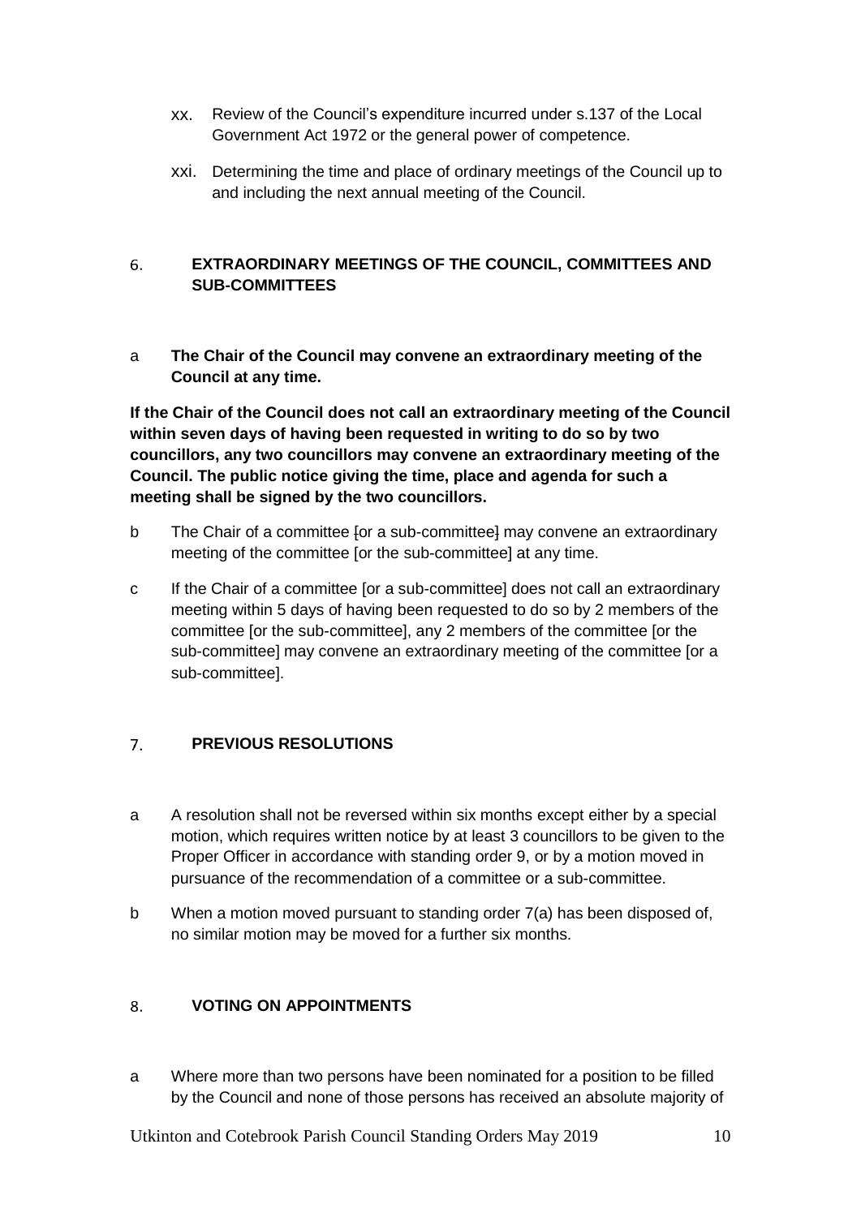xx. Review of the Council's expenditure incurred under s.137 of the Local Government Act 1972 or the general power of competence.

xxi. Determining the time and place of ordinary meetings of the Council up to and including the next annual meeting of the Council.

## 6. EXTRAORDINARY MEETINGS OF THE COUNCIL, COMMITTEES AND SUB-COMMITTEES

a **The Chair of the Council may convene an extraordinary meeting of the Council at any time.**

**If the Chair of the Council does not call an extraordinary meeting of the Council within seven days of having been requested in writing to do so by two councillors, any two councillors may convene an extraordinary meeting of the Council. The public notice giving the time, place and agenda for such a meeting shall be signed by the two councillors.**

b The Chair of a committee [or a sub-committee] may convene an extraordinary meeting of the committee [or the sub-committee] at any time.

c If the Chair of a committee [or a sub-committee] does not call an extraordinary meeting within 5 days of having been requested to do so by 2 members of the committee [or the sub-committee], any 2 members of the committee [or the sub-committee] may convene an extraordinary meeting of the committee [or a sub-committee].

## 7. PREVIOUS RESOLUTIONS

a A resolution shall not be reversed within six months except either by a special motion, which requires written notice by at least 3 councillors to be given to the Proper Officer in accordance with standing order 9, or by a motion moved in pursuance of the recommendation of a committee or a sub-committee.

b When a motion moved pursuant to standing order 7(a) has been disposed of, no similar motion may be moved for a further six months.

## 8. VOTING ON APPOINTMENTS

a Where more than two persons have been nominated for a position to be filled by the Council and none of those persons has received an absolute majority of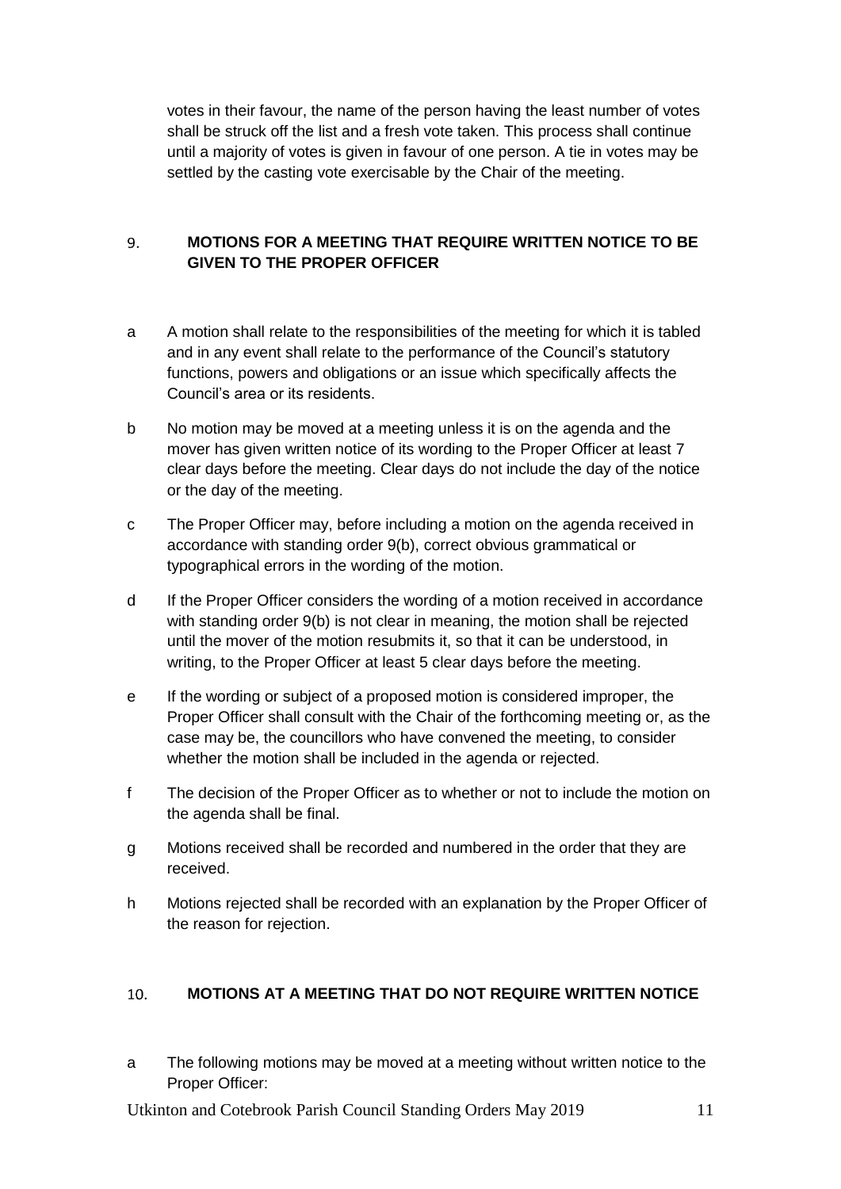votes in their favour, the name of the person having the least number of votes shall be struck off the list and a fresh vote taken. This process shall continue until a majority of votes is given in favour of one person. A tie in votes may be settled by the casting vote exercisable by the Chair of the meeting.

## 9. MOTIONS FOR A MEETING THAT REQUIRE WRITTEN NOTICE TO BE GIVEN TO THE PROPER OFFICER

a A motion shall relate to the responsibilities of the meeting for which it is tabled and in any event shall relate to the performance of the Council's statutory functions, powers and obligations or an issue which specifically affects the Council's area or its residents.

b No motion may be moved at a meeting unless it is on the agenda and the mover has given written notice of its wording to the Proper Officer at least 7 clear days before the meeting. Clear days do not include the day of the notice or the day of the meeting.

c The Proper Officer may, before including a motion on the agenda received in accordance with standing order 9(b), correct obvious grammatical or typographical errors in the wording of the motion.

d If the Proper Officer considers the wording of a motion received in accordance with standing order 9(b) is not clear in meaning, the motion shall be rejected until the mover of the motion resubmits it, so that it can be understood, in writing, to the Proper Officer at least 5 clear days before the meeting.

e If the wording or subject of a proposed motion is considered improper, the Proper Officer shall consult with the Chair of the forthcoming meeting or, as the case may be, the councillors who have convened the meeting, to consider whether the motion shall be included in the agenda or rejected.

f The decision of the Proper Officer as to whether or not to include the motion on the agenda shall be final.

g Motions received shall be recorded and numbered in the order that they are received.

h Motions rejected shall be recorded with an explanation by the Proper Officer of the reason for rejection.

## 10. MOTIONS AT A MEETING THAT DO NOT REQUIRE WRITTEN NOTICE

a The following motions may be moved at a meeting without written notice to the Proper Officer: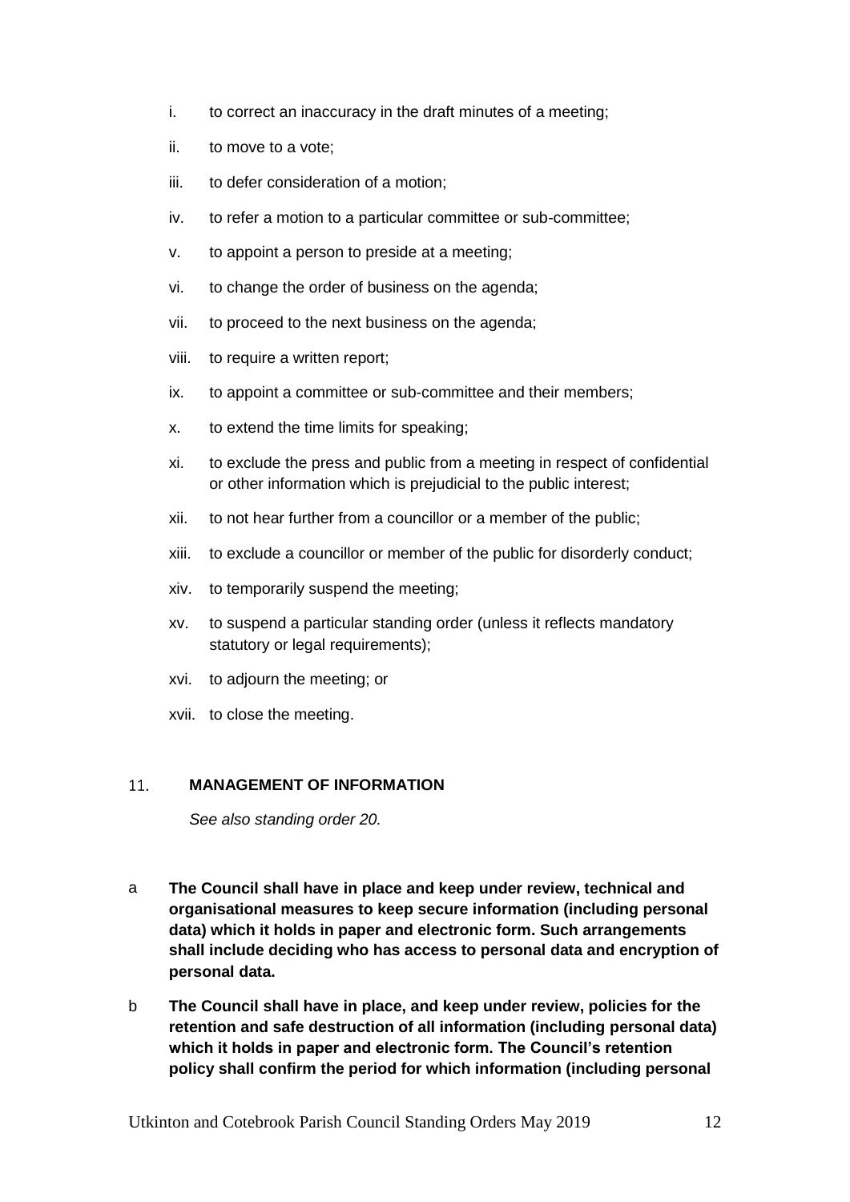i. to correct an inaccuracy in the draft minutes of a meeting;

ii. to move to a vote;

iii. to defer consideration of a motion;

iv. to refer a motion to a particular committee or sub-committee;

v. to appoint a person to preside at a meeting;

vi. to change the order of business on the agenda;

vii. to proceed to the next business on the agenda;

viii. to require a written report;

ix. to appoint a committee or sub-committee and their members;

x. to extend the time limits for speaking;

xi. to exclude the press and public from a meeting in respect of confidential or other information which is prejudicial to the public interest;

xii. to not hear further from a councillor or a member of the public;

xiii. to exclude a councillor or member of the public for disorderly conduct;

xiv. to temporarily suspend the meeting;

xv. to suspend a particular standing order (unless it reflects mandatory statutory or legal requirements);

xvi. to adjourn the meeting; or

xvii. to close the meeting.

## 11. MANAGEMENT OF INFORMATION

*See also standing order 20.*

a **The Council shall have in place and keep under review, technical and organisational measures to keep secure information (including personal data) which it holds in paper and electronic form. Such arrangements shall include deciding who has access to personal data and encryption of personal data.**

b **The Council shall have in place, and keep under review, policies for the retention and safe destruction of all information (including personal data) which it holds in paper and electronic form. The Council's retention policy shall confirm the period for which information (including personal**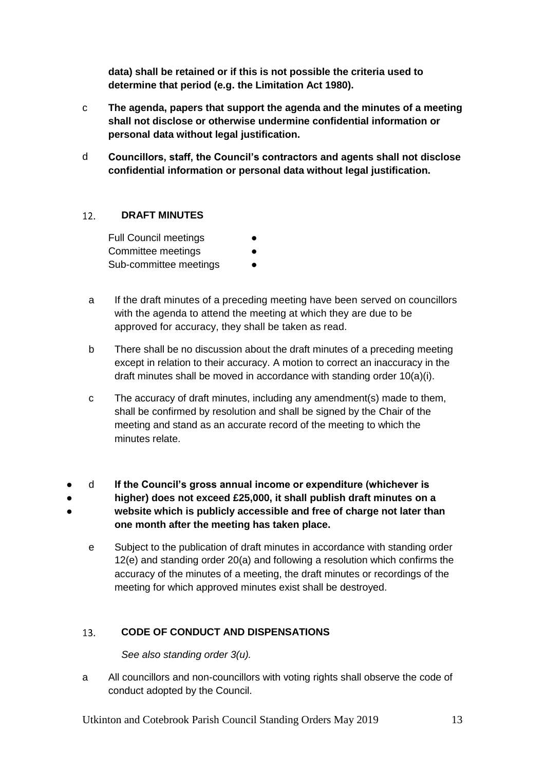**data) shall be retained or if this is not possible the criteria used to determine that period (e.g. the Limitation Act 1980).**

c **The agenda, papers that support the agenda and the minutes of a meeting shall not disclose or otherwise undermine confidential information or personal data without legal justification.**

d **Councillors, staff, the Council's contractors and agents shall not disclose confidential information or personal data without legal justification.**

## 12. DRAFT MINUTES

Full Council meetings ●
Committee meetings ●
Sub-committee meetings ●

a If the draft minutes of a preceding meeting have been served on councillors with the agenda to attend the meeting at which they are due to be approved for accuracy, they shall be taken as read.

b There shall be no discussion about the draft minutes of a preceding meeting except in relation to their accuracy. A motion to correct an inaccuracy in the draft minutes shall be moved in accordance with standing order 10(a)(i).

c The accuracy of draft minutes, including any amendment(s) made to them, shall be confirmed by resolution and shall be signed by the Chair of the meeting and stand as an accurate record of the meeting to which the minutes relate.

● ● ● d **If the Council's gross annual income or expenditure (whichever is higher) does not exceed £25,000, it shall publish draft minutes on a website which is publicly accessible and free of charge not later than one month after the meeting has taken place.**

e Subject to the publication of draft minutes in accordance with standing order 12(e) and standing order 20(a) and following a resolution which confirms the accuracy of the minutes of a meeting, the draft minutes or recordings of the meeting for which approved minutes exist shall be destroyed.

## 13. CODE OF CONDUCT AND DISPENSATIONS

*See also standing order 3(u).*

a All councillors and non-councillors with voting rights shall observe the code of conduct adopted by the Council.

Utkinton and Cotebrook Parish Council Standing Orders May 2019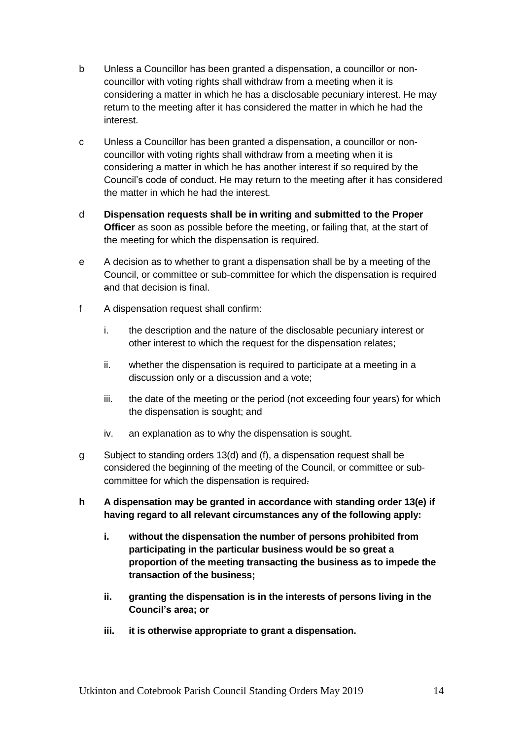b Unless a Councillor has been granted a dispensation, a councillor or non-councillor with voting rights shall withdraw from a meeting when it is considering a matter in which he has a disclosable pecuniary interest. He may return to the meeting after it has considered the matter in which he had the interest.

c Unless a Councillor has been granted a dispensation, a councillor or non-councillor with voting rights shall withdraw from a meeting when it is considering a matter in which he has another interest if so required by the Council's code of conduct. He may return to the meeting after it has considered the matter in which he had the interest.

d **Dispensation requests shall be in writing and submitted to the Proper Officer** as soon as possible before the meeting, or failing that, at the start of the meeting for which the dispensation is required.

e A decision as to whether to grant a dispensation shall be by a meeting of the Council, or committee or sub-committee for which the dispensation is required and that decision is final.

f A dispensation request shall confirm:

  i. the description and the nature of the disclosable pecuniary interest or other interest to which the request for the dispensation relates;

  ii. whether the dispensation is required to participate at a meeting in a discussion only or a discussion and a vote;

  iii. the date of the meeting or the period (not exceeding four years) for which the dispensation is sought; and

  iv. an explanation as to why the dispensation is sought.

g Subject to standing orders 13(d) and (f), a dispensation request shall be considered the beginning of the meeting of the Council, or committee or sub-committee for which the dispensation is required.

**h A dispensation may be granted in accordance with standing order 13(e) if having regard to all relevant circumstances any of the following apply:**

  **i. without the dispensation the number of persons prohibited from participating in the particular business would be so great a proportion of the meeting transacting the business as to impede the transaction of the business;**

  **ii. granting the dispensation is in the interests of persons living in the Council's area; or**

  **iii. it is otherwise appropriate to grant a dispensation.**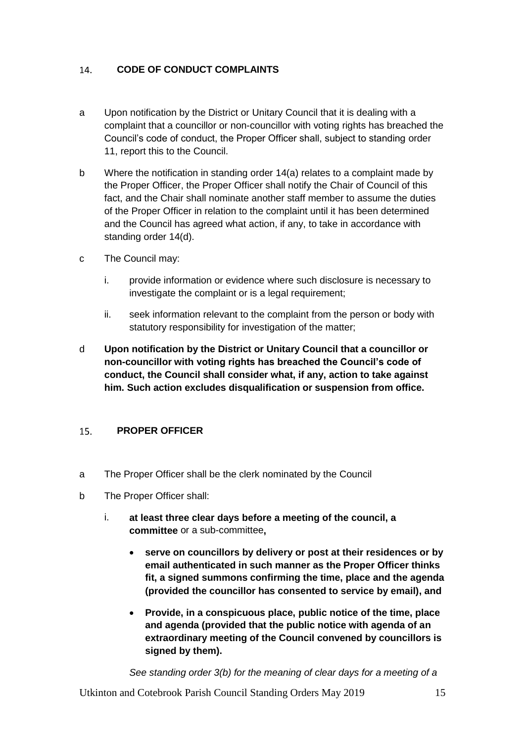## 14. CODE OF CONDUCT COMPLAINTS

a Upon notification by the District or Unitary Council that it is dealing with a complaint that a councillor or non-councillor with voting rights has breached the Council's code of conduct, the Proper Officer shall, subject to standing order 11, report this to the Council.

b Where the notification in standing order 14(a) relates to a complaint made by the Proper Officer, the Proper Officer shall notify the Chair of Council of this fact, and the Chair shall nominate another staff member to assume the duties of the Proper Officer in relation to the complaint until it has been determined and the Council has agreed what action, if any, to take in accordance with standing order 14(d).

c The Council may:

i. provide information or evidence where such disclosure is necessary to investigate the complaint or is a legal requirement;

ii. seek information relevant to the complaint from the person or body with statutory responsibility for investigation of the matter;

d **Upon notification by the District or Unitary Council that a councillor or non-councillor with voting rights has breached the Council's code of conduct, the Council shall consider what, if any, action to take against him. Such action excludes disqualification or suspension from office.**

## 15. PROPER OFFICER

a The Proper Officer shall be the clerk nominated by the Council

b The Proper Officer shall:

i. **at least three clear days before a meeting of the council, a committee** or a sub-committee**,**

- **serve on councillors by delivery or post at their residences or by email authenticated in such manner as the Proper Officer thinks fit, a signed summons confirming the time, place and the agenda (provided the councillor has consented to service by email), and**
- **Provide, in a conspicuous place, public notice of the time, place and agenda (provided that the public notice with agenda of an extraordinary meeting of the Council convened by councillors is signed by them).**

*See standing order 3(b) for the meaning of clear days for a meeting of a*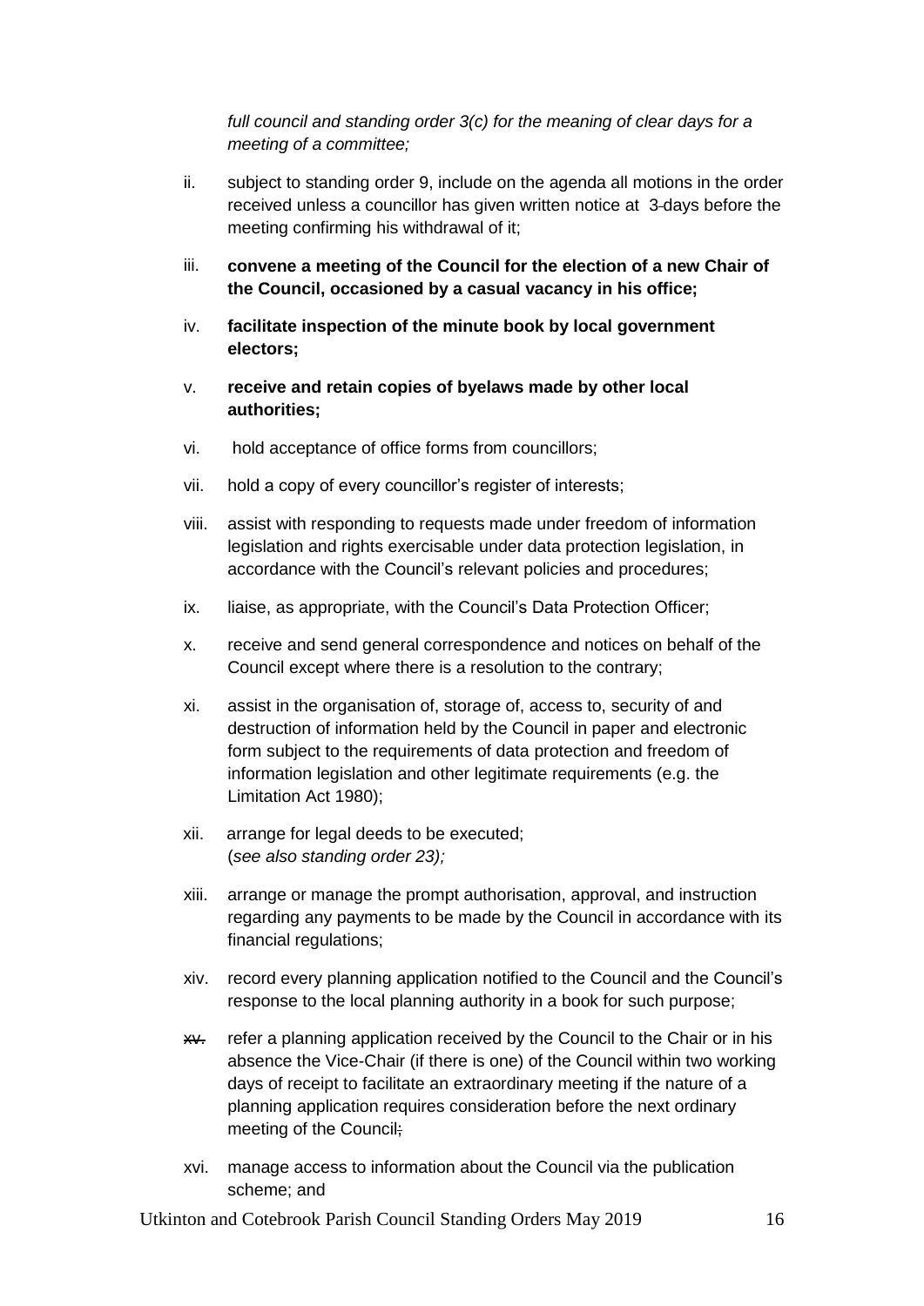*full council and standing order 3(c) for the meaning of clear days for a meeting of a committee;*

ii. subject to standing order 9, include on the agenda all motions in the order received unless a councillor has given written notice at 3 days before the meeting confirming his withdrawal of it;

iii. **convene a meeting of the Council for the election of a new Chair of the Council, occasioned by a casual vacancy in his office;**

iv. **facilitate inspection of the minute book by local government electors;**

v. **receive and retain copies of byelaws made by other local authorities;**

vi. hold acceptance of office forms from councillors;

vii. hold a copy of every councillor's register of interests;

viii. assist with responding to requests made under freedom of information legislation and rights exercisable under data protection legislation, in accordance with the Council's relevant policies and procedures;

ix. liaise, as appropriate, with the Council's Data Protection Officer;

x. receive and send general correspondence and notices on behalf of the Council except where there is a resolution to the contrary;

xi. assist in the organisation of, storage of, access to, security of and destruction of information held by the Council in paper and electronic form subject to the requirements of data protection and freedom of information legislation and other legitimate requirements (e.g. the Limitation Act 1980);

xii. arrange for legal deeds to be executed;
(*see also standing order 23);*

xiii. arrange or manage the prompt authorisation, approval, and instruction regarding any payments to be made by the Council in accordance with its financial regulations;

xiv. record every planning application notified to the Council and the Council's response to the local planning authority in a book for such purpose;

xv. refer a planning application received by the Council to the Chair or in his absence the Vice-Chair (if there is one) of the Council within two working days of receipt to facilitate an extraordinary meeting if the nature of a planning application requires consideration before the next ordinary meeting of the Council;

xvi. manage access to information about the Council via the publication scheme; and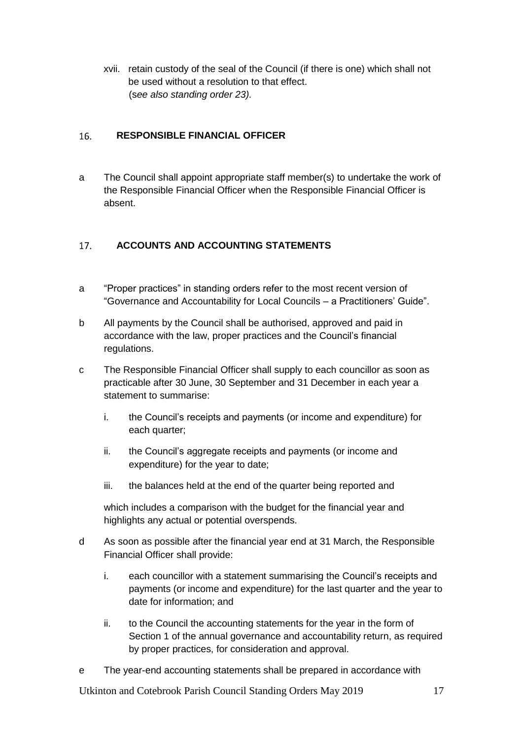xvii. retain custody of the seal of the Council (if there is one) which shall not be used without a resolution to that effect.
(*see also standing order 23).*

## 16. RESPONSIBLE FINANCIAL OFFICER

a The Council shall appoint appropriate staff member(s) to undertake the work of the Responsible Financial Officer when the Responsible Financial Officer is absent.

## 17. ACCOUNTS AND ACCOUNTING STATEMENTS

a "Proper practices" in standing orders refer to the most recent version of "Governance and Accountability for Local Councils – a Practitioners' Guide".

b All payments by the Council shall be authorised, approved and paid in accordance with the law, proper practices and the Council's financial regulations.

c The Responsible Financial Officer shall supply to each councillor as soon as practicable after 30 June, 30 September and 31 December in each year a statement to summarise:

   i. the Council's receipts and payments (or income and expenditure) for each quarter;

   ii. the Council's aggregate receipts and payments (or income and expenditure) for the year to date;

   iii. the balances held at the end of the quarter being reported and

   which includes a comparison with the budget for the financial year and highlights any actual or potential overspends.

d As soon as possible after the financial year end at 31 March, the Responsible Financial Officer shall provide:

   i. each councillor with a statement summarising the Council's receipts and payments (or income and expenditure) for the last quarter and the year to date for information; and

   ii. to the Council the accounting statements for the year in the form of Section 1 of the annual governance and accountability return, as required by proper practices, for consideration and approval.

e The year-end accounting statements shall be prepared in accordance with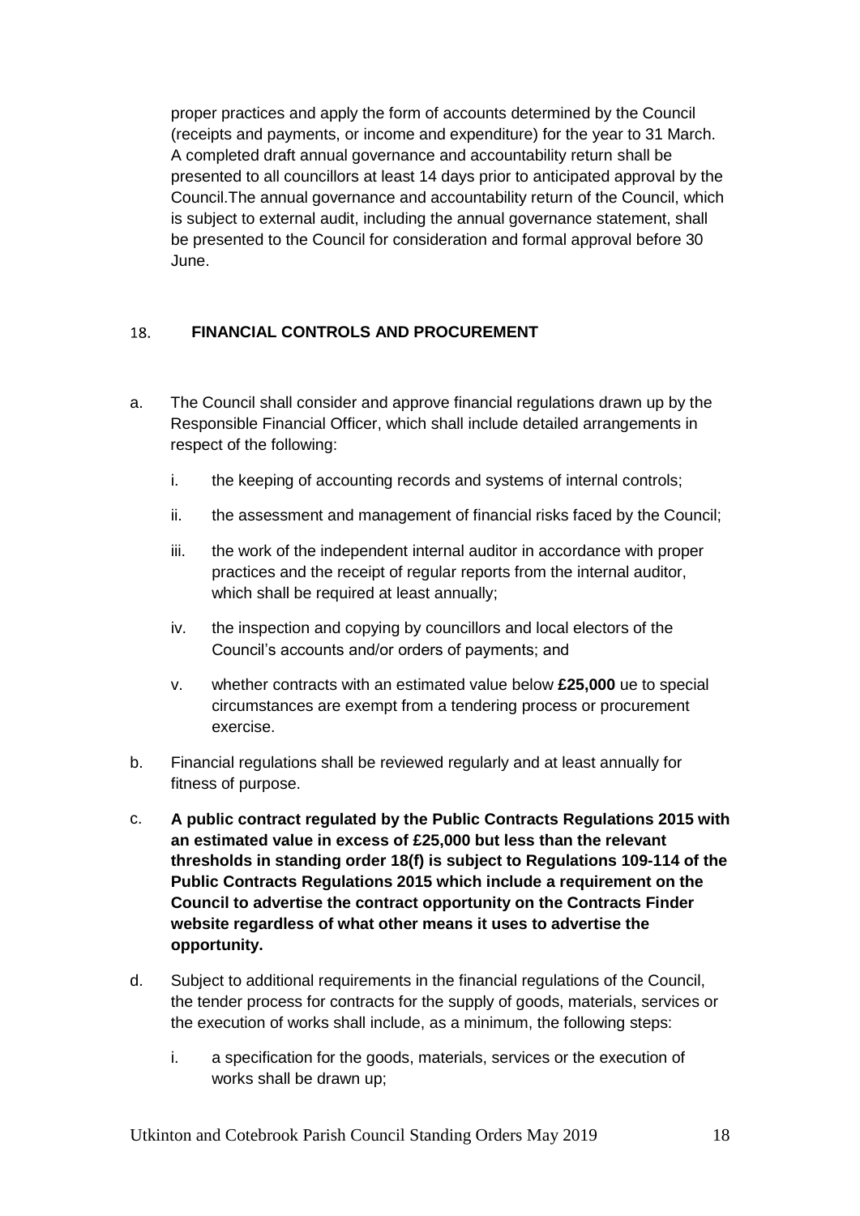proper practices and apply the form of accounts determined by the Council (receipts and payments, or income and expenditure) for the year to 31 March. A completed draft annual governance and accountability return shall be presented to all councillors at least 14 days prior to anticipated approval by the Council.The annual governance and accountability return of the Council, which is subject to external audit, including the annual governance statement, shall be presented to the Council for consideration and formal approval before 30 June.

## 18. FINANCIAL CONTROLS AND PROCUREMENT

a. The Council shall consider and approve financial regulations drawn up by the Responsible Financial Officer, which shall include detailed arrangements in respect of the following:

   i. the keeping of accounting records and systems of internal controls;

   ii. the assessment and management of financial risks faced by the Council;

   iii. the work of the independent internal auditor in accordance with proper practices and the receipt of regular reports from the internal auditor, which shall be required at least annually;

   iv. the inspection and copying by councillors and local electors of the Council's accounts and/or orders of payments; and

   v. whether contracts with an estimated value below **£25,000** ue to special circumstances are exempt from a tendering process or procurement exercise.

b. Financial regulations shall be reviewed regularly and at least annually for fitness of purpose.

c. **A public contract regulated by the Public Contracts Regulations 2015 with an estimated value in excess of £25,000 but less than the relevant thresholds in standing order 18(f) is subject to Regulations 109-114 of the Public Contracts Regulations 2015 which include a requirement on the Council to advertise the contract opportunity on the Contracts Finder website regardless of what other means it uses to advertise the opportunity.**

d. Subject to additional requirements in the financial regulations of the Council, the tender process for contracts for the supply of goods, materials, services or the execution of works shall include, as a minimum, the following steps:

   i. a specification for the goods, materials, services or the execution of works shall be drawn up;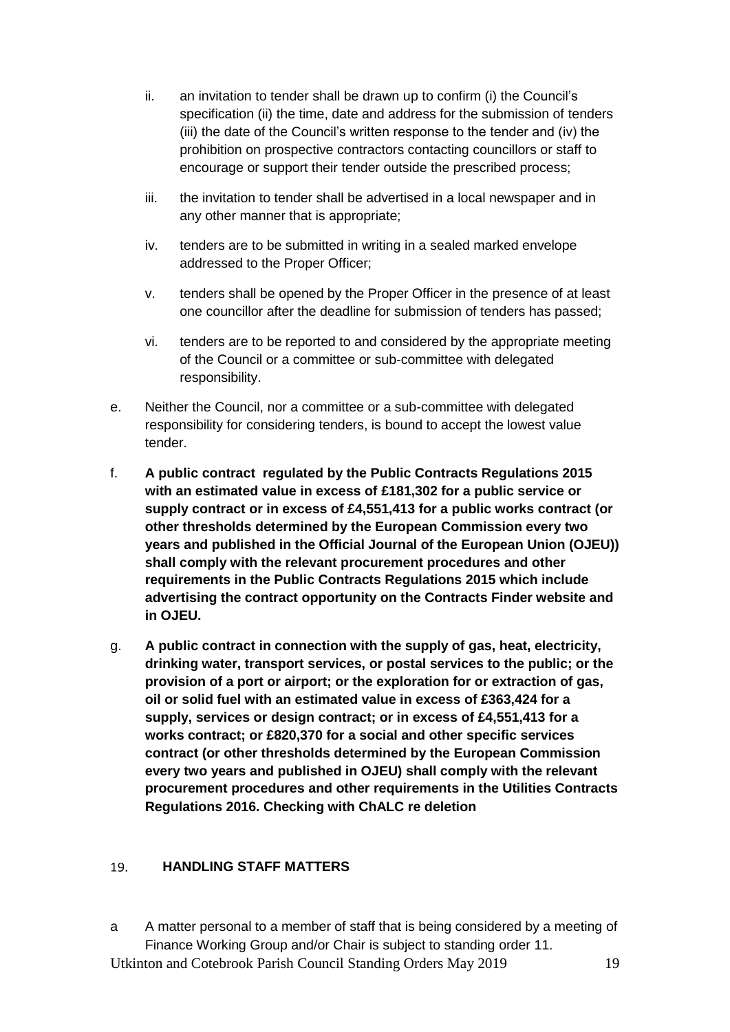ii. an invitation to tender shall be drawn up to confirm (i) the Council's specification (ii) the time, date and address for the submission of tenders (iii) the date of the Council's written response to the tender and (iv) the prohibition on prospective contractors contacting councillors or staff to encourage or support their tender outside the prescribed process;

iii. the invitation to tender shall be advertised in a local newspaper and in any other manner that is appropriate;

iv. tenders are to be submitted in writing in a sealed marked envelope addressed to the Proper Officer;

v. tenders shall be opened by the Proper Officer in the presence of at least one councillor after the deadline for submission of tenders has passed;

vi. tenders are to be reported to and considered by the appropriate meeting of the Council or a committee or sub-committee with delegated responsibility.

e. Neither the Council, nor a committee or a sub-committee with delegated responsibility for considering tenders, is bound to accept the lowest value tender.

f. **A public contract regulated by the Public Contracts Regulations 2015 with an estimated value in excess of £181,302 for a public service or supply contract or in excess of £4,551,413 for a public works contract (or other thresholds determined by the European Commission every two years and published in the Official Journal of the European Union (OJEU)) shall comply with the relevant procurement procedures and other requirements in the Public Contracts Regulations 2015 which include advertising the contract opportunity on the Contracts Finder website and in OJEU.**

g. **A public contract in connection with the supply of gas, heat, electricity, drinking water, transport services, or postal services to the public; or the provision of a port or airport; or the exploration for or extraction of gas, oil or solid fuel with an estimated value in excess of £363,424 for a supply, services or design contract; or in excess of £4,551,413 for a works contract; or £820,370 for a social and other specific services contract (or other thresholds determined by the European Commission every two years and published in OJEU) shall comply with the relevant procurement procedures and other requirements in the Utilities Contracts Regulations 2016. Checking with ChALC re deletion**

## 19. HANDLING STAFF MATTERS

a A matter personal to a member of staff that is being considered by a meeting of Finance Working Group and/or Chair is subject to standing order 11.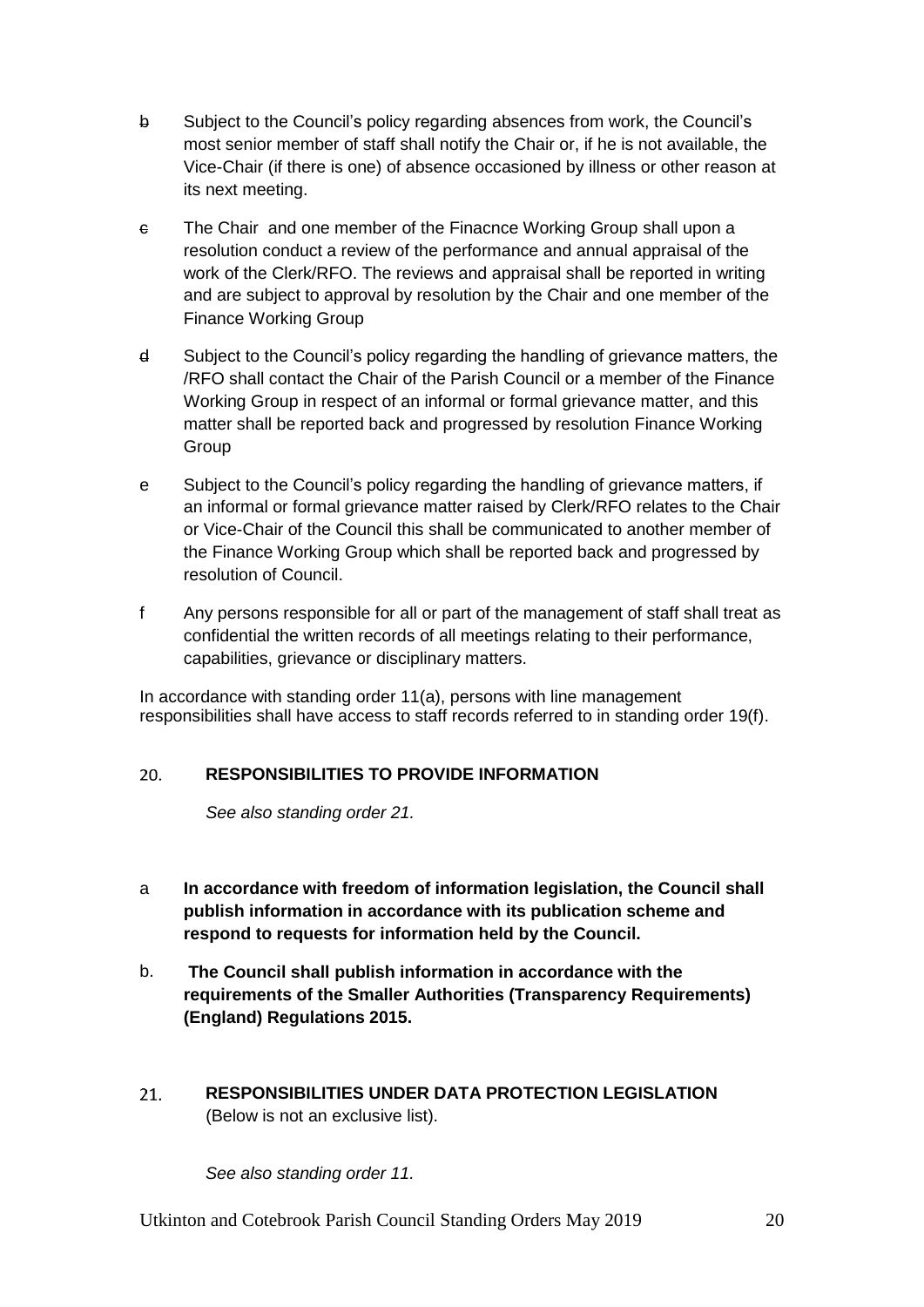- b Subject to the Council's policy regarding absences from work, the Council's most senior member of staff shall notify the Chair or, if he is not available, the Vice-Chair (if there is one) of absence occasioned by illness or other reason at its next meeting.

- c The Chair and one member of the Finacnce Working Group shall upon a resolution conduct a review of the performance and annual appraisal of the work of the Clerk/RFO. The reviews and appraisal shall be reported in writing and are subject to approval by resolution by the Chair and one member of the Finance Working Group

- d Subject to the Council's policy regarding the handling of grievance matters, the /RFO shall contact the Chair of the Parish Council or a member of the Finance Working Group in respect of an informal or formal grievance matter, and this matter shall be reported back and progressed by resolution Finance Working Group

- e Subject to the Council's policy regarding the handling of grievance matters, if an informal or formal grievance matter raised by Clerk/RFO relates to the Chair or Vice-Chair of the Council this shall be communicated to another member of the Finance Working Group which shall be reported back and progressed by resolution of Council.

- f Any persons responsible for all or part of the management of staff shall treat as confidential the written records of all meetings relating to their performance, capabilities, grievance or disciplinary matters.

In accordance with standing order 11(a), persons with line management responsibilities shall have access to staff records referred to in standing order 19(f).

## 20. RESPONSIBILITIES TO PROVIDE INFORMATION

*See also standing order 21.*

- a **In accordance with freedom of information legislation, the Council shall publish information in accordance with its publication scheme and respond to requests for information held by the Council.**

- b. **The Council shall publish information in accordance with the requirements of the Smaller Authorities (Transparency Requirements) (England) Regulations 2015.**

## 21. RESPONSIBILITIES UNDER DATA PROTECTION LEGISLATION

(Below is not an exclusive list).

*See also standing order 11.*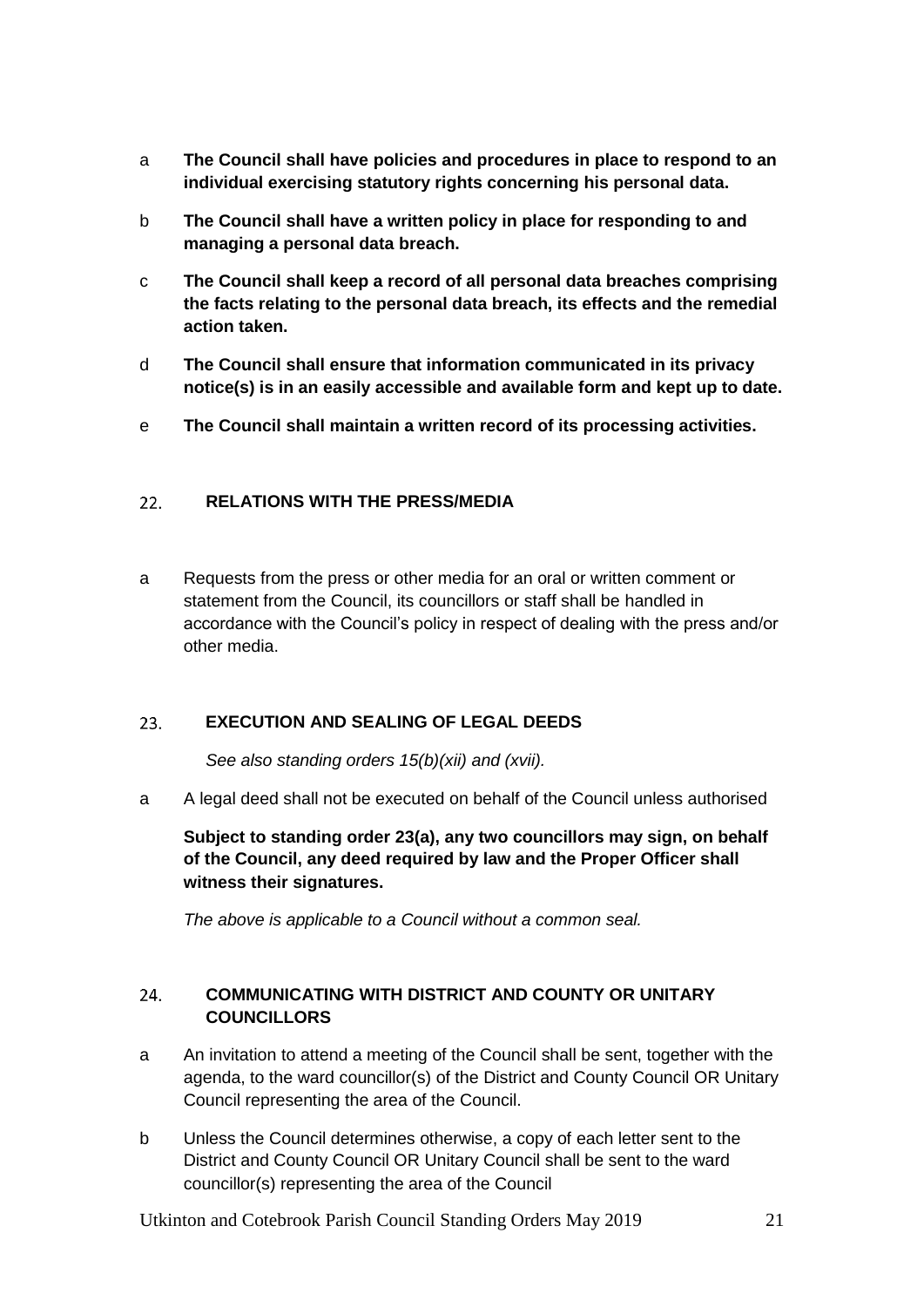a **The Council shall have policies and procedures in place to respond to an individual exercising statutory rights concerning his personal data.**

b **The Council shall have a written policy in place for responding to and managing a personal data breach.**

c **The Council shall keep a record of all personal data breaches comprising the facts relating to the personal data breach, its effects and the remedial action taken.**

d **The Council shall ensure that information communicated in its privacy notice(s) is in an easily accessible and available form and kept up to date.**

e **The Council shall maintain a written record of its processing activities.**

## 22. RELATIONS WITH THE PRESS/MEDIA

a Requests from the press or other media for an oral or written comment or statement from the Council, its councillors or staff shall be handled in accordance with the Council's policy in respect of dealing with the press and/or other media.

## 23. EXECUTION AND SEALING OF LEGAL DEEDS

*See also standing orders 15(b)(xii) and (xvii).*

a A legal deed shall not be executed on behalf of the Council unless authorised

**Subject to standing order 23(a), any two councillors may sign, on behalf of the Council, any deed required by law and the Proper Officer shall witness their signatures.**

*The above is applicable to a Council without a common seal.*

## 24. COMMUNICATING WITH DISTRICT AND COUNTY OR UNITARY COUNCILLORS

a An invitation to attend a meeting of the Council shall be sent, together with the agenda, to the ward councillor(s) of the District and County Council OR Unitary Council representing the area of the Council.

b Unless the Council determines otherwise, a copy of each letter sent to the District and County Council OR Unitary Council shall be sent to the ward councillor(s) representing the area of the Council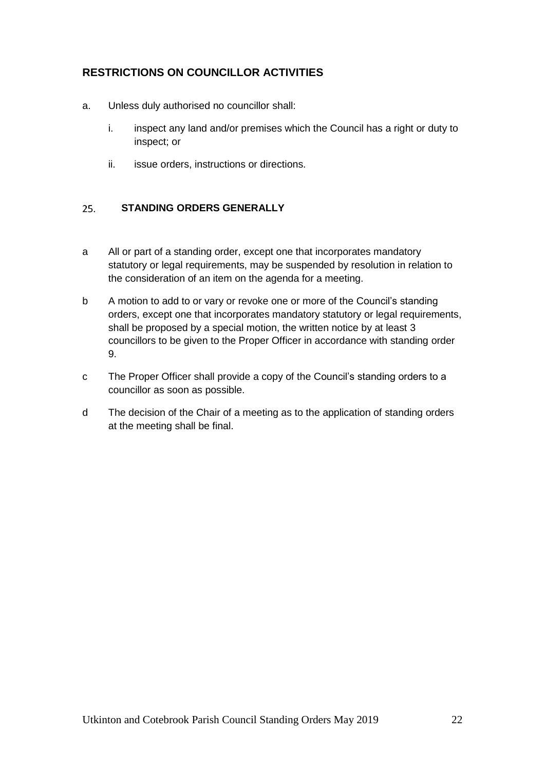## RESTRICTIONS ON COUNCILLOR ACTIVITIES

a. Unless duly authorised no councillor shall:

   i. inspect any land and/or premises which the Council has a right or duty to inspect; or

   ii. issue orders, instructions or directions.

## 25. STANDING ORDERS GENERALLY

a All or part of a standing order, except one that incorporates mandatory statutory or legal requirements, may be suspended by resolution in relation to the consideration of an item on the agenda for a meeting.

b A motion to add to or vary or revoke one or more of the Council's standing orders, except one that incorporates mandatory statutory or legal requirements, shall be proposed by a special motion, the written notice by at least 3 councillors to be given to the Proper Officer in accordance with standing order 9.

c The Proper Officer shall provide a copy of the Council's standing orders to a councillor as soon as possible.

d The decision of the Chair of a meeting as to the application of standing orders at the meeting shall be final.